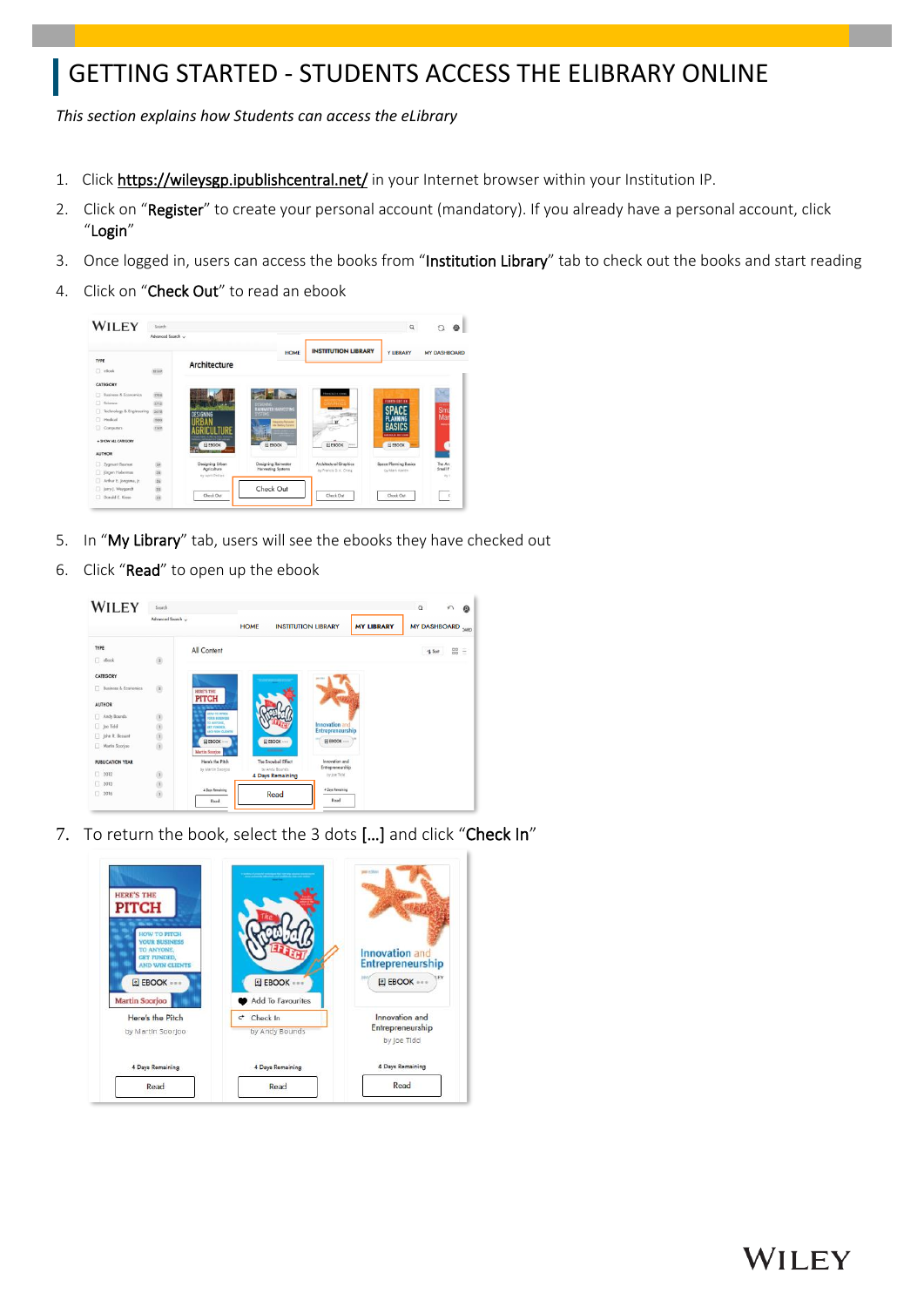# GETTING STARTED - STUDENTS ACCESS THE ELIBRARY ONLINE

*This section explains how Students can access the eLibrary*

1. Click https://wileysgp.ipublishcentral.net/ in your Internet browser within your Institution IP.
2. Click on "Register" to create your personal account (mandatory). If you already have a personal account, click "Login"
3. Once logged in, users can access the books from "Institution Library" tab to check out the books and start reading
4. Click on "Check Out" to read an ebook
5. In "My Library" tab, users will see the ebooks they have checked out
6. Click "Read" to open up the ebook
7. To return the book, select the 3 dots [...] and click "Check In"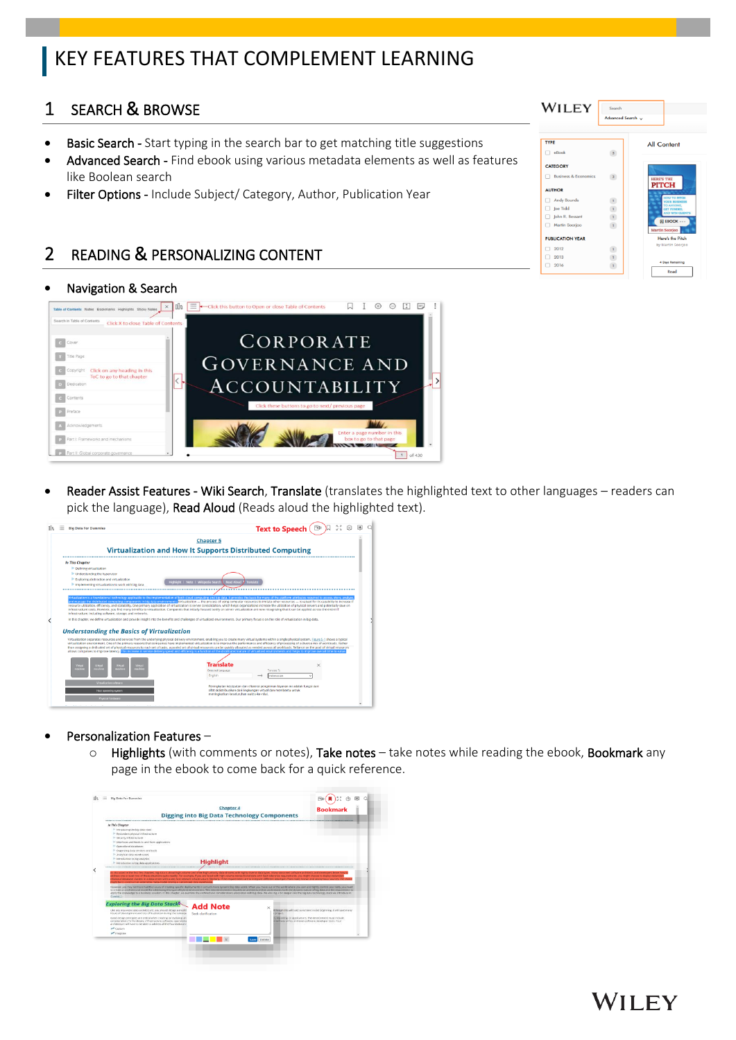# KEY FEATURES THAT COMPLEMENT LEARNING

## 1 SEARCH & BROWSE

- **Basic Search -** Start typing in the search bar to get matching title suggestions
- **Advanced Search -** Find ebook using various metadata elements as well as features like Boolean search
- **Filter Options -** Include Subject/ Category, Author, Publication Year

## 2 READING & PERSONALIZING CONTENT

- **Navigation & Search**

- **Reader Assist Features - Wiki Search**, **Translate** (translates the highlighted text to other languages – readers can pick the language), **Read Aloud** (Reads aloud the highlighted text).

- **Personalization Features –**
  - **Highlights** (with comments or notes), **Take notes** – take notes while reading the ebook, **Bookmark** any page in the ebook to come back for a quick reference.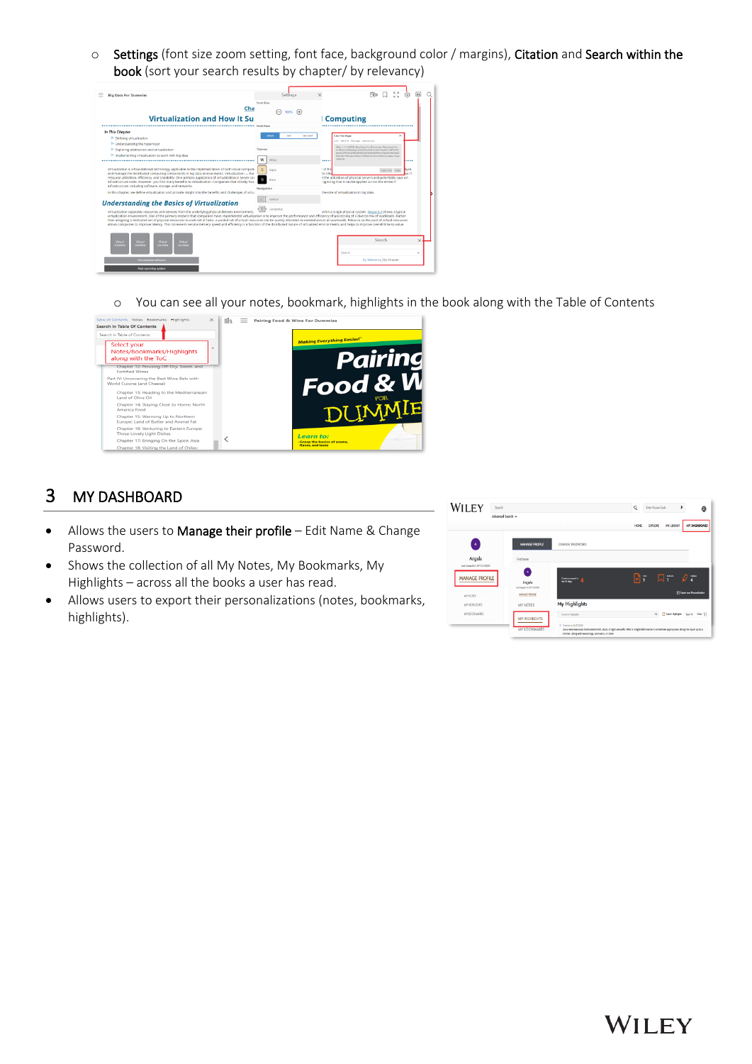- **Settings** (font size zoom setting, font face, background color / margins), **Citation** and **Search within the book** (sort your search results by chapter/ by relevancy)

- You can see all your notes, bookmark, highlights in the book along with the Table of Contents

## 3 MY DASHBOARD

- Allows the users to **Manage their profile** – Edit Name & Change Password.
- Shows the collection of all My Notes, My Bookmarks, My Highlights – across all the books a user has read.
- Allows users to export their personalizations (notes, bookmarks, highlights).